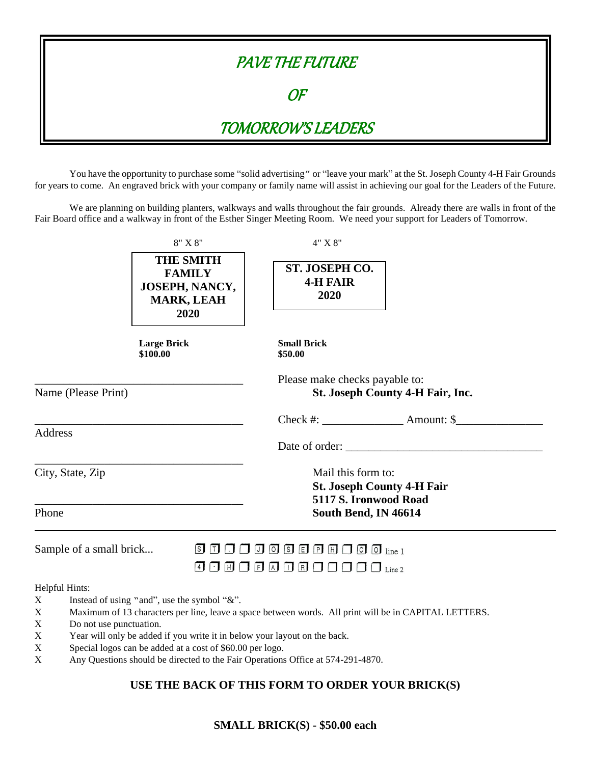# PAVE THE FUTURE

# OF

# TOMORROW'S LEADERS

You have the opportunity to purchase some "solid advertising" or "leave your mark" at the St. Joseph County 4-H Fair Grounds for years to come. An engraved brick with your company or family name will assist in achieving our goal for the Leaders of the Future.

We are planning on building planters, walkways and walls throughout the fair grounds. Already there are walls in front of the Fair Board office and a walkway in front of the Esther Singer Meeting Room. We need your support for Leaders of Tomorrow.

| 8" X 8" | 4" X 8" |
|---|---|
| **THE SMITH FAMILY JOSEPH, NANCY, MARK, LEAH 2020** | **ST. JOSEPH CO. 4-H FAIR 2020** |
| **Large Brick $100.00** | **Small Brick $50.00** |

____________________________________
Name (Please Print)

____________________________________
Address

____________________________________
City, State, Zip

____________________________________
Phone

Please make checks payable to:
**St. Joseph County 4-H Fair, Inc.**

Check #: ______________ Amount: $_______________

Date of order: __________________________________

Mail this form to:
**St. Joseph County 4-H Fair**
**5117 S. Ironwood Road**
**South Bend, IN 46614**

---

Sample of a small brick...

| S | T | . | | J | O | S | E | P | H | | C | O | line 1 |
|---|---|---|---|---|---|---|---|---|---|---|---|---|---|
| 4 | - | H | | F | A | I | R | | | | | | Line 2 |

Helpful Hints:

- X Instead of using "and", use the symbol "&".
- X Maximum of 13 characters per line, leave a space between words. All print will be in CAPITAL LETTERS.
- X Do not use punctuation.
- X Year will only be added if you write it in below your layout on the back.
- X Special logos can be added at a cost of $60.00 per logo.
- X Any Questions should be directed to the Fair Operations Office at 574-291-4870.

**USE THE BACK OF THIS FORM TO ORDER YOUR BRICK(S)**

**SMALL BRICK(S) - $50.00 each**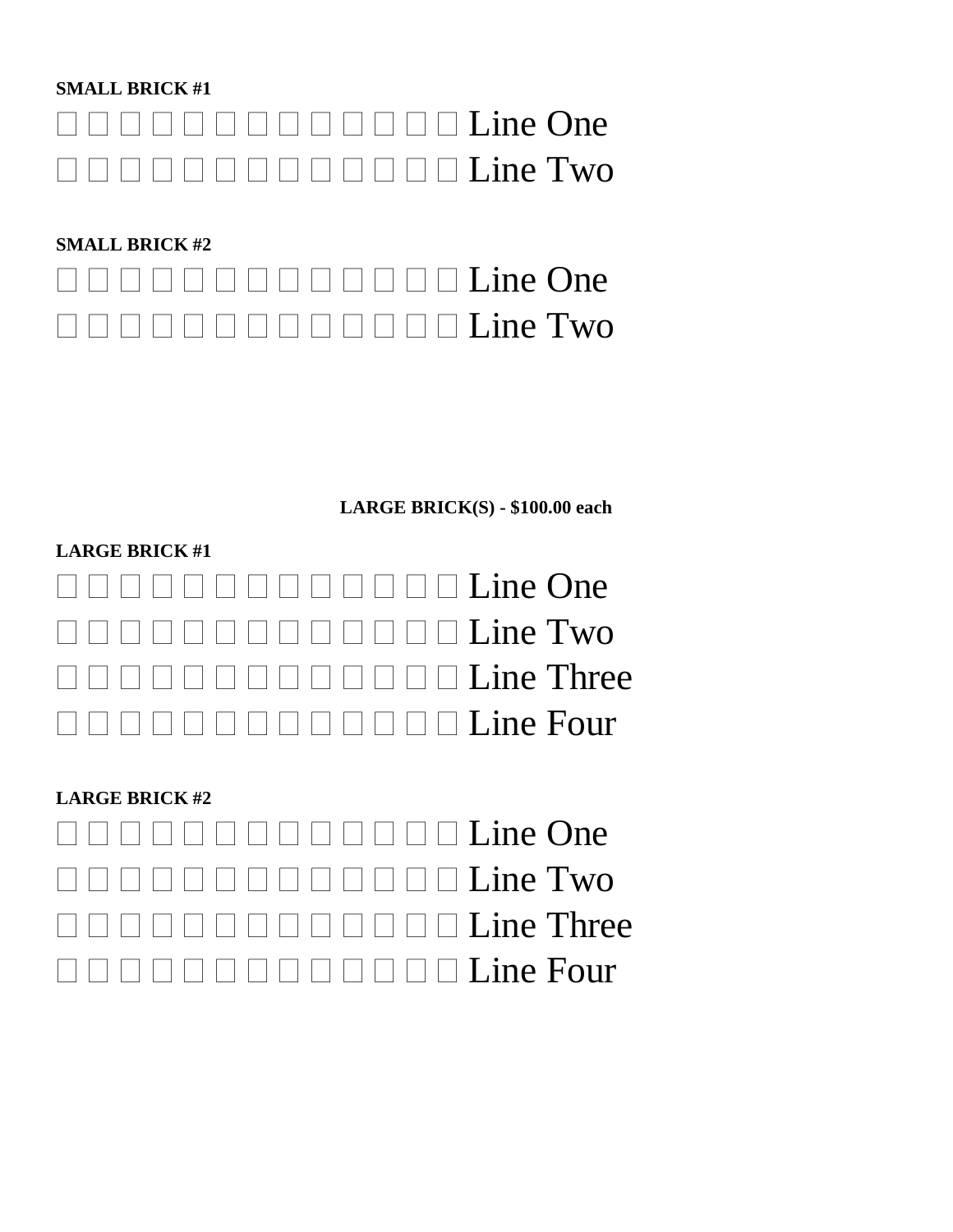**SMALL BRICK #1**

□ □ □ □ □ □ □ □ □ □ □ □ □ Line One

□ □ □ □ □ □ □ □ □ □ □ □ □ Line Two

**SMALL BRICK #2**

□ □ □ □ □ □ □ □ □ □ □ □ □ Line One

□ □ □ □ □ □ □ □ □ □ □ □ □ Line Two

**LARGE BRICK(S) - $100.00 each**

**LARGE BRICK #1**

□ □ □ □ □ □ □ □ □ □ □ □ □ Line One

□ □ □ □ □ □ □ □ □ □ □ □ □ Line Two

□ □ □ □ □ □ □ □ □ □ □ □ □ Line Three

□ □ □ □ □ □ □ □ □ □ □ □ □ Line Four

**LARGE BRICK #2**

□ □ □ □ □ □ □ □ □ □ □ □ □ Line One

□ □ □ □ □ □ □ □ □ □ □ □ □ Line Two

□ □ □ □ □ □ □ □ □ □ □ □ □ Line Three

□ □ □ □ □ □ □ □ □ □ □ □ □ Line Four